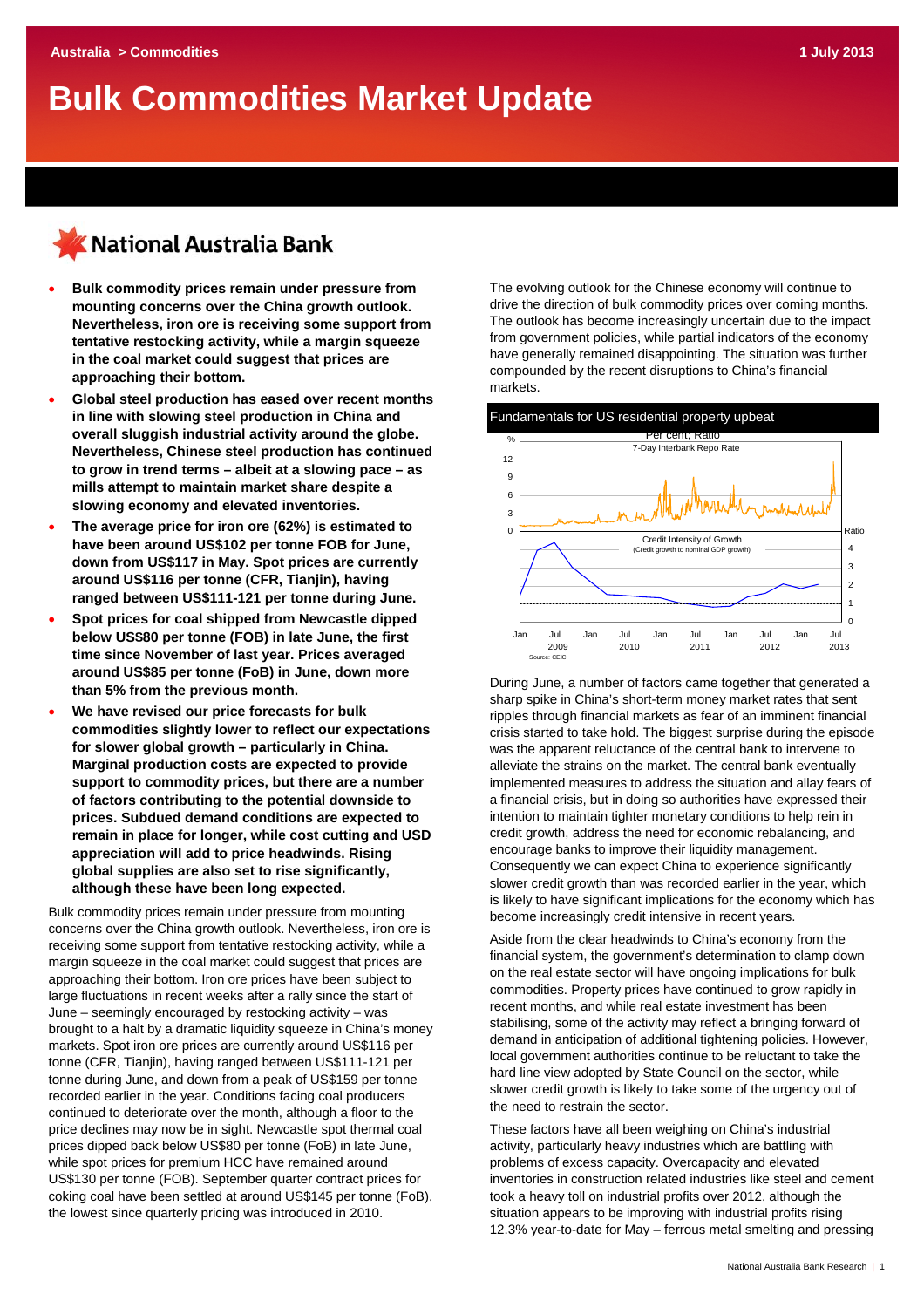Australia > Commodities

1 July 2013

# Bulk Commodities Market Update

National Australia Bank

- **Bulk commodity prices remain under pressure from mounting concerns over the China growth outlook. Nevertheless, iron ore is receiving some support from tentative restocking activity, while a margin squeeze in the coal market could suggest that prices are approaching their bottom.**
- **Global steel production has eased over recent months in line with slowing steel production in China and overall sluggish industrial activity around the globe. Nevertheless, Chinese steel production has continued to grow in trend terms – albeit at a slowing pace – as mills attempt to maintain market share despite a slowing economy and elevated inventories.**
- **The average price for iron ore (62%) is estimated to have been around US$102 per tonne FOB for June, down from US$117 in May. Spot prices are currently around US$116 per tonne (CFR, Tianjin), having ranged between US$111-121 per tonne during June.**
- **Spot prices for coal shipped from Newcastle dipped below US$80 per tonne (FOB) in late June, the first time since November of last year. Prices averaged around US$85 per tonne (FoB) in June, down more than 5% from the previous month.**
- **We have revised out price forecasts for bulk commodities slightly lower to reflect our expectations for slower global growth – particularly in China. Marginal production costs are expected to provide support to commodity prices, but there are a number of factors contributing to the potential downside to prices. Subdued demand conditions are expected to remain in place for longer, while cost cutting and USD appreciation will add to price headwinds. Rising global supplies are also set to rise significantly, although these have been long expected.**

Bulk commodity prices remain under pressure from mounting concerns over the China growth outlook. Nevertheless, iron ore is receiving some support from tentative restocking activity, while a margin squeeze in the coal market could suggest that prices are approaching their bottom. Iron ore prices have been subject to large fluctuations in recent weeks after a rally since the start of June – seemingly encouraged by restocking activity – was brought to a halt by a dramatic liquidity squeeze in China's money markets. Spot iron ore prices are currently around US$116 per tonne (CFR, Tianjin), having ranged between US$111-121 per tonne during June, and down from a peak of US$159 per tonne recorded earlier in the year. Conditions facing coal producers continued to deteriorate over the month, although a floor to the price declines may now be in sight. Newcastle spot thermal coal prices dipped back below US$80 per tonne (FoB) in late June, while spot prices for premium HCC have remained around US$130 per tonne (FOB). September quarter contract prices for coking coal have been settled at around US$145 per tonne (FoB), the lowest since quarterly pricing was introduced in 2010.

The evolving outlook for the Chinese economy will continue to drive the direction of bulk commodity prices over coming months. The outlook has become increasingly uncertain due to the impact from government policies, while partial indicators of the economy have generally remained disappointing. The situation was further compounded by the recent disruptions to China's financial markets.

**Fundamentals for US residential property upbeat**

Per cent; Ratio

7-Day Interbank Repo Rate (%, 0–12)

Credit Intensity of Growth (Credit growth to nominal GDP growth) (Ratio, 0–4)

Jan 2009 – Jul 2013

Source: CEIC

During June, a number of factors came together that generated a sharp spike in China's short-term money market rates that sent ripples through financial markets as fear of an imminent financial crisis started to take hold. The biggest surprise during the episode was the apparent reluctance of the central bank to intervene to alleviate the strains on the market. The central bank eventually implemented measures to address the situation and allay fears of a financial crisis, but in doing so authorities have expressed their intention to maintain tighter monetary conditions to help rein in credit growth, address the need for economic rebalancing, and encourage banks to improve their liquidity management. Consequently we can expect China to experience significantly slower credit growth than was recorded earlier in the year, which is likely to have significant implications for the economy which has become increasingly credit intensive in recent years.

Aside from the clear headwinds to China's economy from the financial system, the government's determination to clamp down on the real estate sector will have ongoing implications for bulk commodities. Property prices have continued to grow rapidly in recent months, and while real estate investment has been stabilising, some of the activity may reflect a bringing forward of demand in anticipation of additional tightening policies. However, local government authorities continue to be reluctant to take the hard line view adopted by State Council on the sector, while slower credit growth is likely to take some of the urgency out of the need to restrain the sector.

These factors have all been weighing on China's industrial activity, particularly heavy industries which are battling with problems of excess capacity. Overcapacity and elevated inventories in construction related industries like steel and cement took a heavy toll on industrial profits over 2012, although the situation appears to be improving with industrial profits rising 12.3% year-to-date for May – ferrous metal smelting and pressing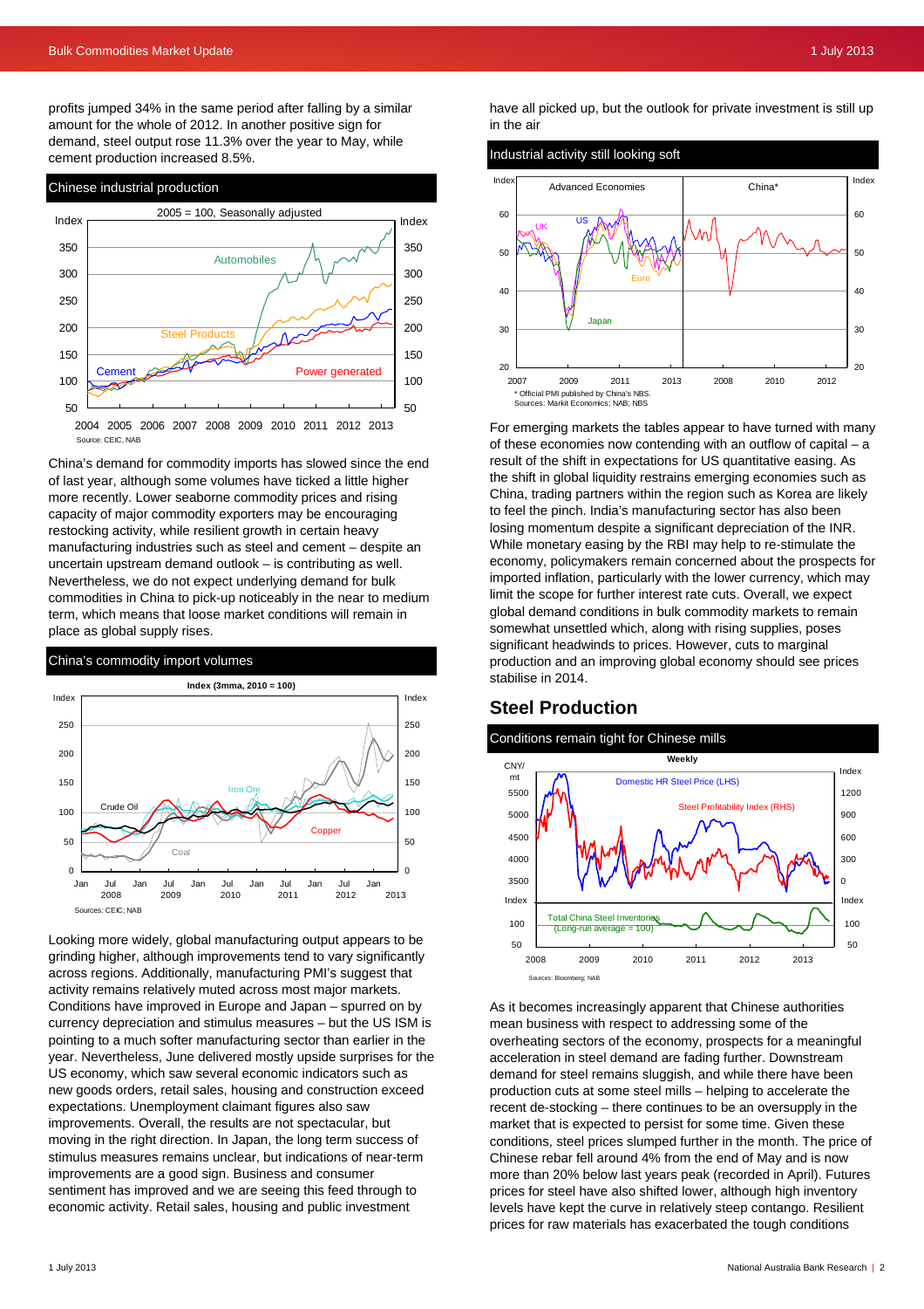profits jumped 34% in the same period after falling by a similar amount for the whole of 2012. In another positive sign for demand, steel output rose 11.3% over the year to May, while cement production increased 8.5%.

**Chinese industrial production**

2005 = 100, Seasonally adjusted

Source: CEIC, NAB

China's demand for commodity imports has slowed since the end of last year, although some volumes have ticked a little higher more recently. Lower seaborne commodity prices and rising capacity of major commodity exporters may be encouraging restocking activity, while resilient growth in certain heavy manufacturing industries such as steel and cement – despite an uncertain upstream demand outlook – is contributing as well. Nevertheless, we do not expect underlying demand for bulk commodities in China to pick-up noticeably in the near to medium term, which means that loose market conditions will remain in place as global supply rises.

**China's commodity import volumes**

Index (3mma, 2010 = 100)

Sources: CEIC; NAB

Looking more widely, global manufacturing output appears to be grinding higher, although improvements tend to vary significantly across regions. Additionally, manufacturing PMI's suggest that activity remains relatively muted across most major markets. Conditions have improved in Europe and Japan – spurred on by currency depreciation and stimulus measures – but the US ISM is pointing to a much softer manufacturing sector than earlier in the year. Nevertheless, June delivered mostly upside surprises for the US economy, which saw several economic indicators such as new goods orders, retail sales, housing and construction exceed expectations. Unemployment claimant figures also saw improvements. Overall, the results are not spectacular, but moving in the right direction. In Japan, the long term success of stimulus measures remains unclear, but indications of near-term improvements are a good sign. Business and consumer sentiment has improved and we are seeing this feed through to economic activity. Retail sales, housing and public investment have all picked up, but the outlook for private investment is still up in the air

**Industrial activity still looking soft**

\* Official PMI published by China's NBS.
Sources: Markit Economics; NAB; NBS

For emerging markets the tables appear to have turned with many of these economies now contending with an outflow of capital – a result of the shift in expectations for US quantitative easing. As the shift in global liquidity restrains emerging economies such as China, trading partners within the region such as Korea are likely to feel the pinch. India's manufacturing sector has also been losing momentum despite a significant depreciation of the INR. While monetary easing by the RBI may help to re-stimulate the economy, policymakers remain concerned about the prospects for imported inflation, particularly with the lower currency, which may limit the scope for further interest rate cuts. Overall, we expect global demand conditions in bulk commodity markets to remain somewhat unsettled which, along with rising supplies, poses significant headwinds to prices. However, cuts to marginal production and an improving global economy should see prices stabilise in 2014.

## Steel Production

**Conditions remain tight for Chinese mills**

Weekly

Sources: Bloomberg; NAB

As it becomes increasingly apparent that Chinese authorities mean business with respect to addressing some of the overheating sectors of the economy, prospects for a meaningful acceleration in steel demand are fading further. Downstream demand for steel remains sluggish, and while there have been production cuts at some steel mills – helping to accelerate the recent de-stocking – there continues to be an oversupply in the market that is expected to persist for some time. Given these conditions, steel prices slumped further in the month. The price of Chinese rebar fell around 4% from the end of May and is now more than 20% below last years peak (recorded in April). Futures prices for steel have also shifted lower, although high inventory levels have kept the curve in relatively steep contango. Resilient prices for raw materials has exacerbated the tough conditions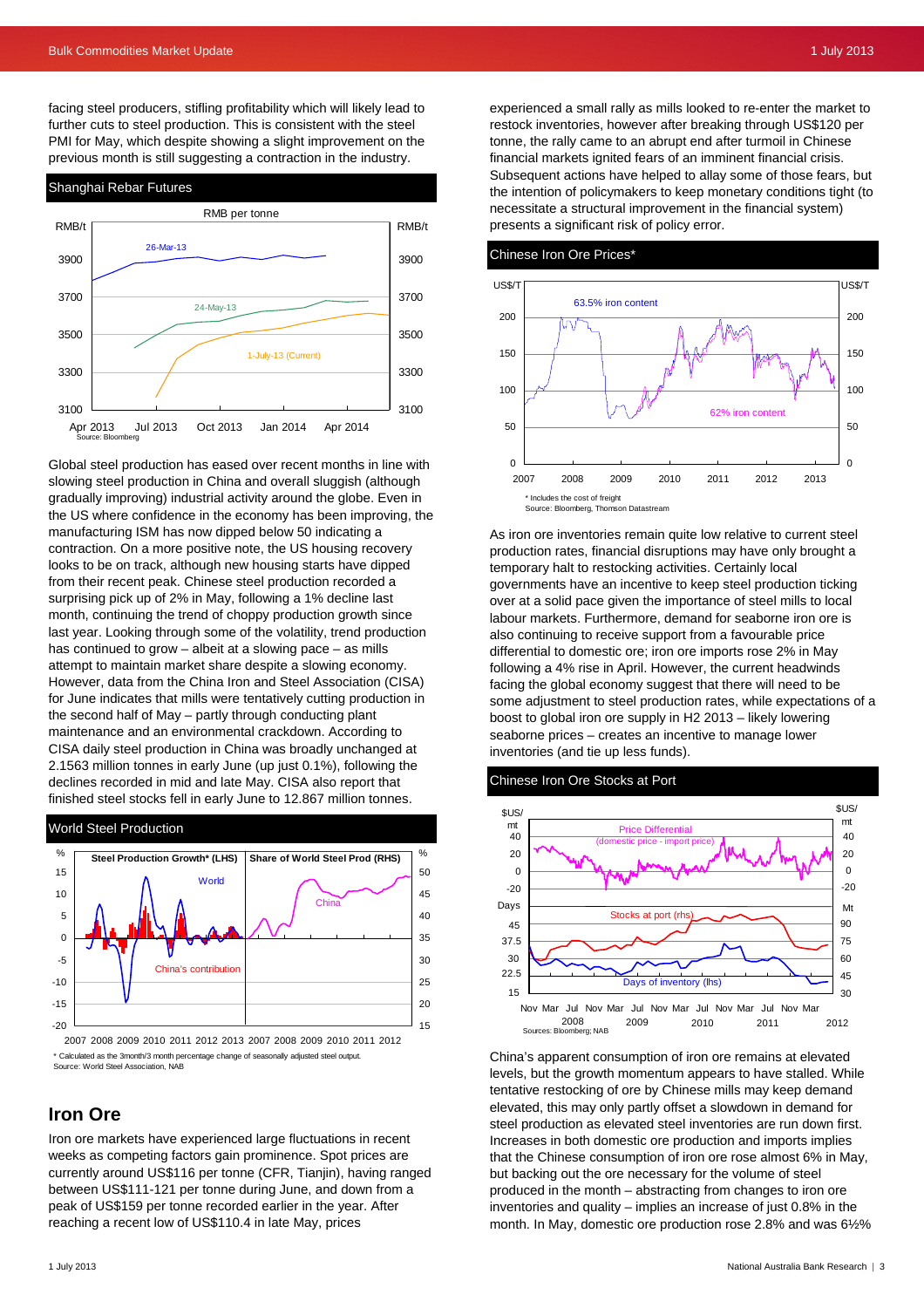facing steel producers, stifling profitability which will likely lead to further cuts to steel production. This is consistent with the steel PMI for May, which despite showing a slight improvement on the previous month is still suggesting a contraction in the industry.

**Shanghai Rebar Futures**

Source: Bloomberg

Global steel production has eased over recent months in line with slowing steel production in China and overall sluggish (although gradually improving) industrial activity around the globe. Even in the US where confidence in the economy has been improving, the manufacturing ISM has now dipped below 50 indicating a contraction. On a more positive note, the US housing recovery looks to be on track, although new housing starts have dipped from their recent peak. Chinese steel production recorded a surprising pick up of 2% in May, following a 1% decline last month, continuing the trend of choppy production growth since last year. Looking through some of the volatility, trend production has continued to grow – albeit at a slowing pace – as mills attempt to maintain market share despite a slowing economy. However, data from the China Iron and Steel Association (CISA) for June indicates that mills were tentatively cutting production in the second half of May – partly through conducting plant maintenance and an environmental crackdown. According to CISA daily steel production in China was broadly unchanged at 2.1563 million tonnes in early June (up just 0.1%), following the declines recorded in mid and late May. CISA also report that finished steel stocks fell in early June to 12.867 million tonnes.

**World Steel Production**

\* Calculated as the 3month/3 month percentage change of seasonally adjusted steel output.
Source: World Steel Association, NAB

## Iron Ore

Iron ore markets have experienced large fluctuations in recent weeks as competing factors gain prominence. Spot prices are currently around US$116 per tonne (CFR, Tianjin), having ranged between US$111-121 per tonne during June, and down from a peak of US$159 per tonne recorded earlier in the year. After reaching a recent low of US$110.4 in late May, prices experienced a small rally as mills looked to re-enter the market to restock inventories, however after breaking through US$120 per tonne, the rally came to an abrupt end after turmoil in Chinese financial markets ignited fears of an imminent financial crisis. Subsequent actions have helped to allay some of those fears, but the intention of policymakers to keep monetary conditions tight (to necessitate a structural improvement in the financial system) presents a significant risk of policy error.

**Chinese Iron Ore Prices\***

\* Includes the cost of freight
Source: Bloomberg, Thomson Datastream

As iron ore inventories remain quite low relative to current steel production rates, financial disruptions may have only brought a temporary halt to restocking activities. Chinese local governments have an incentive to keep steel production ticking over at a solid pace given the importance of steel mills to local labour markets. Furthermore, demand for seaborne iron ore is also continuing to receive support from a favourable price differential to domestic ore; iron ore imports rose 2% in May following a 4% rise in April. However, the current headwinds facing the global economy suggest that there will need to be some adjustment to steel production rates, while expectations of a boost to global iron ore supply in H2 2013 – likely lowering seaborne prices – creates an incentive to manage lower inventories (and tie up less funds).

**Chinese Iron Ore Stocks at Port**

Sources: Bloomberg; NAB

China's apparent consumption of iron ore remains at elevated levels, but the growth momentum appears to have stalled. While tentative restocking of ore by Chinese mills may keep demand elevated, this may only partly offset a slowdown in demand for steel production as elevated steel inventories are run down first. Increases in both domestic ore production and imports implies that the Chinese consumption of iron ore rose almost 6% in May, but backing out the ore necessary for the volume of steel produced in the month – abstracting from changes to iron ore inventories and quality – implies an increase of just 0.8% in the month. In May, domestic ore production rose 2.8% and was 6½%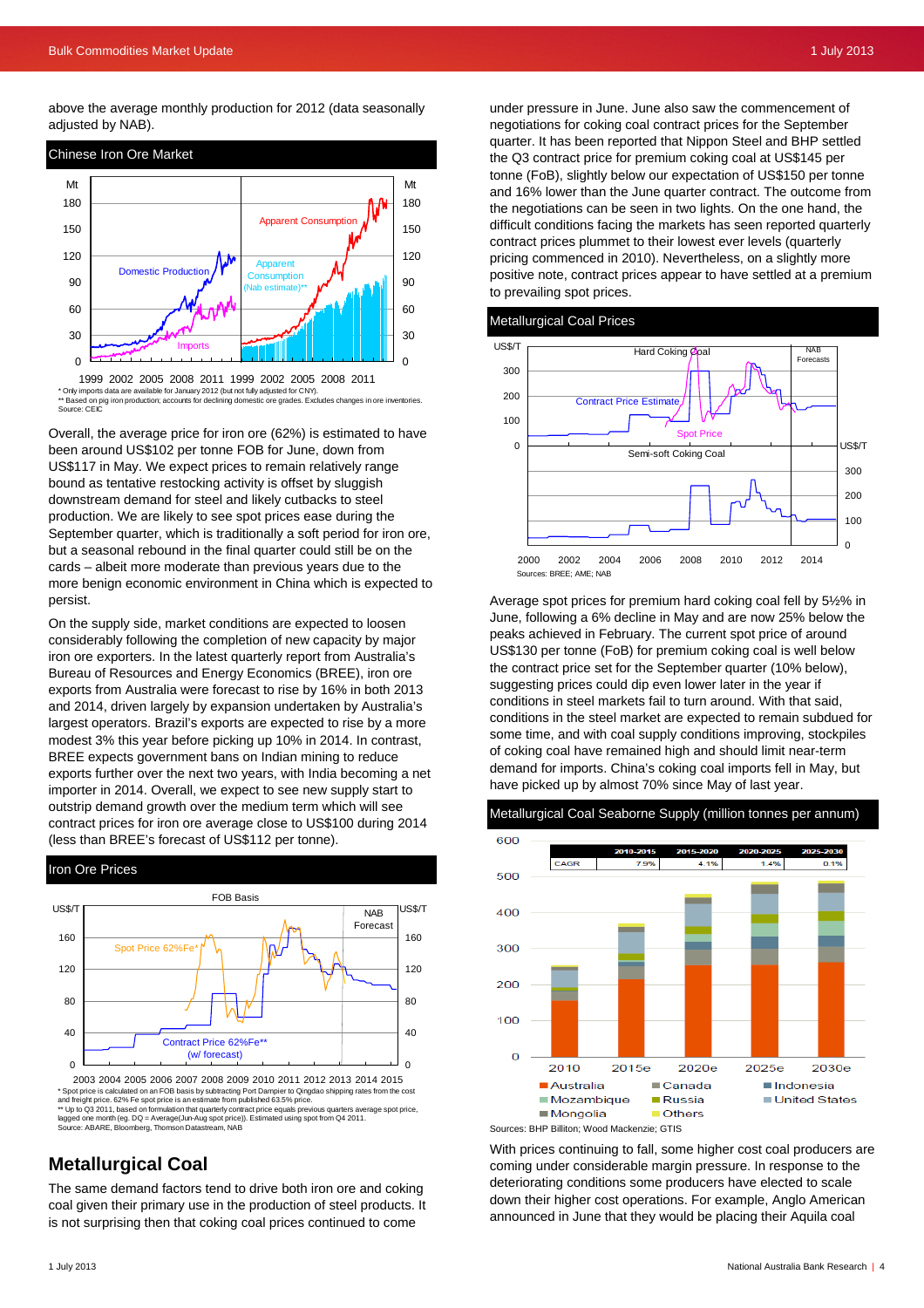above the average monthly production for 2012 (data seasonally adjusted by NAB).

**Chinese Iron Ore Market**

* Only imports data are available for January 2012 (but not fully adjusted for CNY).
** Based on pig iron production; accounts for declining domestic ore grades. Excludes changes in ore inventories.
Source: CEIC

Overall, the average price for iron ore (62%) is estimated to have been around US$102 per tonne FOB for June, down from US$117 in May. We expect prices to remain relatively range bound as tentative restocking activity is offset by sluggish downstream demand for steel and likely cutbacks to steel production. We are likely to see spot prices ease during the September quarter, which is traditionally a soft period for iron ore, but a seasonal rebound in the final quarter could still be on the cards – albeit more moderate than previous years due to the more benign economic environment in China which is expected to persist.

On the supply side, market conditions are expected to loosen considerably following the completion of new capacity by major iron ore exporters. In the latest quarterly report from Australia's Bureau of Resources and Energy Economics (BREE), iron ore exports from Australia were forecast to rise by 16% in both 2013 and 2014, driven largely by expansion undertaken by Australia's largest operators. Brazil's exports are expected to rise by a more modest 3% this year before picking up 10% in 2014. In contrast, BREE expects government bans on Indian mining to reduce exports further over the next two years, with India becoming a net importer in 2014. Overall, we expect to see new supply start to outstrip demand growth over the medium term which will see contract prices for iron ore average close to US$100 during 2014 (less than BREE's forecast of US$112 per tonne).

**Iron Ore Prices**

* Spot price is calculated on an FOB basis by subtracting Port Dampier to Qingdao shipping rates from the cost and freight price. 62% Fe spot price is an estimate from published 63.5% price.
** Up to Q3 2011, based on formulation that quarterly contract price equals previous quarters average spot price, lagged one month (eg. DQ = Average(Jun-Aug spot price)). Estimated using spot from Q4 2011.
Source: ABARE, Bloomberg, Thomson Datastream, NAB

## Metallurgical Coal

The same demand factors tend to drive both iron ore and coking coal given their primary use in the production of steel products. It is not surprising then that coking coal prices continued to come under pressure in June. June also saw the commencement of negotiations for coking coal contract prices for the September quarter. It has been reported that Nippon Steel and BHP settled the Q3 contract price for premium coking coal at US$145 per tonne (FoB), slightly below our expectation of US$150 per tonne and 16% lower than the June quarter contract. The outcome from the negotiations can be seen in two lights. On the one hand, the difficult conditions facing the markets has seen reported quarterly contract prices plummet to their lowest ever levels (quarterly pricing commenced in 2010). Nevertheless, on a slightly more positive note, contract prices appear to have settled at a premium to prevailing spot prices.

**Metallurgical Coal Prices**

Sources: BREE; AME; NAB

Average spot prices for premium hard coking coal fell by 5½% in June, following a 6% decline in May and are now 25% below the peaks achieved in February. The current spot price of around US$130 per tonne (FoB) for premium coking coal is well below the contract price set for the September quarter (10% below), suggesting prices could dip even lower later in the year if conditions in steel markets fail to turn around. With that said, conditions in the steel market are expected to remain subdued for some time, and with coal supply conditions improving, stockpiles of coking coal have remained high and should limit near-term demand for imports. China's coking coal imports fell in May, but have picked up by almost 70% since May of last year.

**Metallurgical Coal Seaborne Supply (million tonnes per annum)**

| | 2010-2015 | 2015-2020 | 2020-2025 | 2025-2030 |
|---|---|---|---|---|
| CAGR | 7.9% | 4.1% | 1.4% | 0.1% |

Sources: BHP Billiton; Wood Mackenzie; GTIS

With prices continuing to fall, some higher cost coal producers are coming under considerable margin pressure. In response to the deteriorating conditions some producers have elected to scale down their higher cost operations. For example, Anglo American announced in June that they would be placing their Aquila coal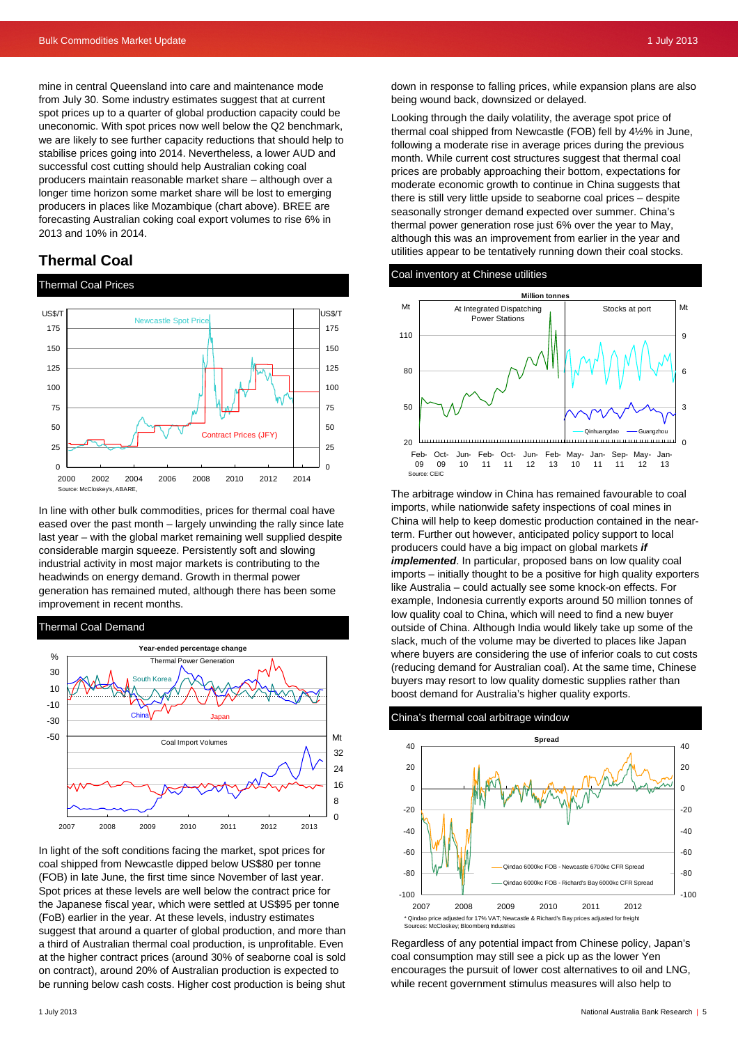mine in central Queensland into care and maintenance mode from July 30. Some industry estimates suggest that at current spot prices up to a quarter of global production capacity could be uneconomic. With spot prices now well below the Q2 benchmark, we are likely to see further capacity reductions that should help to stabilise prices going into 2014. Nevertheless, a lower AUD and successful cost cutting should help Australian coking coal producers maintain reasonable market share – although over a longer time horizon some market share will be lost to emerging producers in places like Mozambique (chart above). BREE are forecasting Australian coking coal export volumes to rise 6% in 2013 and 10% in 2014.

## Thermal Coal

Thermal Coal Prices

Source: McCloskey's, ABARE,

In line with other bulk commodities, prices for thermal coal have eased over the past month – largely unwinding the rally since late last year – with the global market remaining well supplied despite considerable margin squeeze. Persistently soft and slowing industrial activity in most major markets is contributing to the headwinds on energy demand. Growth in thermal power generation has remained muted, although there has been some improvement in recent months.

Thermal Coal Demand

In light of the soft conditions facing the market, spot prices for coal shipped from Newcastle dipped below US$80 per tonne (FOB) in late June, the first time since November of last year. Spot prices at these levels are well below the contract price for the Japanese fiscal year, which were settled at US$95 per tonne (FoB) earlier in the year. At these levels, industry estimates suggest that around a quarter of global production, and more than a third of Australian thermal coal production, is unprofitable. Even at the higher contract prices (around 30% of seaborne coal is sold on contract), around 20% of Australian production is expected to be running below cash costs. Higher cost production is being shut down in response to falling prices, while expansion plans are also being wound back, downsized or delayed.

Looking through the daily volatility, the average spot price of thermal coal shipped from Newcastle (FOB) fell by 4½% in June, following a moderate rise in average prices during the previous month. While current cost structures suggest that thermal coal prices are probably approaching their bottom, expectations for moderate economic growth to continue in China suggests that there is still very little upside to seaborne coal prices – despite seasonally stronger demand expected over summer. China's thermal power generation rose just 6% over the year to May, although this was an improvement from earlier in the year and utilities appear to be tentatively running down their coal stocks.

Coal inventory at Chinese utilities

Source: CEIC

The arbitrage window in China has remained favourable to coal imports, while nationwide safety inspections of coal mines in China will help to keep domestic production contained in the near-term. Further out however, anticipated policy support to local producers could have a big impact on global markets ***if implemented***. In particular, proposed bans on low quality coal imports – initially thought to be a positive for high quality exporters like Australia – could actually see some knock-on effects. For example, Indonesia currently exports around 50 million tonnes of low quality coal to China, which will need to find a new buyer outside of China. Although India would likely take up some of the slack, much of the volume may be diverted to places like Japan where buyers are considering the use of inferior coals to cut costs (reducing demand for Australian coal). At the same time, Chinese buyers may resort to low quality domestic supplies rather than boost demand for Australia's higher quality exports.

China's thermal coal arbitrage window

\* Qindao price adjusted for 17% VAT; Newcastle & Richard's Bay prices adjusted for freight
Sources: McCloskey; Bloomberg Industries

Regardless of any potential impact from Chinese policy, Japan's coal consumption may still see a pick up as the lower Yen encourages the pursuit of lower cost alternatives to oil and LNG, while recent government stimulus measures will also help to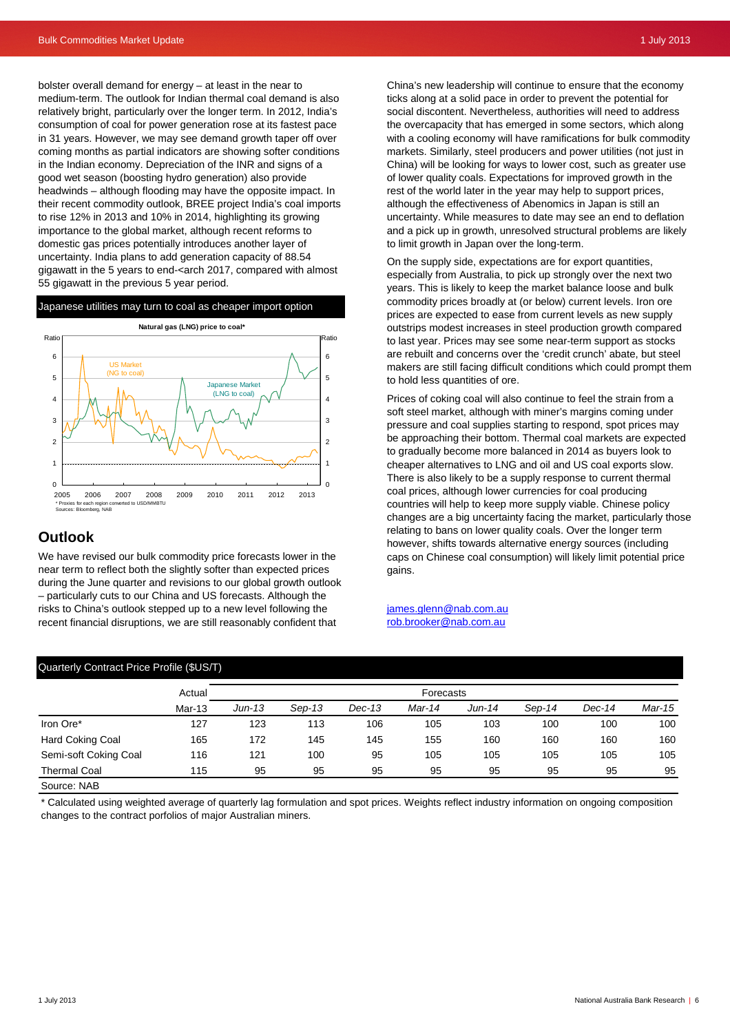bolster overall demand for energy – at least in the near to medium-term. The outlook for Indian thermal coal demand is also relatively bright, particularly over the longer term. In 2012, India's consumption of coal for power generation rose at its fastest pace in 31 years. However, we may see demand growth taper off over coming months as partial indicators are showing softer conditions in the Indian economy. Depreciation of the INR and signs of a good wet season (boosting hydro generation) also provide headwinds – although flooding may have the opposite impact. In their recent commodity outlook, BREE project India's coal imports to rise 12% in 2013 and 10% in 2014, highlighting its growing importance to the global market, although recent reforms to domestic gas prices potentially introduces another layer of uncertainty. India plans to add generation capacity of 88.54 gigawatt in the 5 years to end-<arch 2017, compared with almost 55 gigawatt in the previous 5 year period.

**Japanese utilities may turn to coal as cheaper import option**

Natural gas (LNG) price to coal*

Ratio | Ratio

US Market (NG to coal)

Japanese Market (LNG to coal)

2005 2006 2007 2008 2009 2010 2011 2012 2013

\* Proxies for each region converted to USD/MMBTU
Sources: Bloomberg, NAB

## Outlook

We have revised our bulk commodity price forecasts lower in the near term to reflect both the slightly softer than expected prices during the June quarter and revisions to our global growth outlook – particularly cuts to our China and US forecasts. Although the risks to China's outlook stepped up to a new level following the recent financial disruptions, we are still reasonably confident that China's new leadership will continue to ensure that the economy ticks along at a solid pace in order to prevent the potential for social discontent. Nevertheless, authorities will need to address the overcapacity that has emerged in some sectors, which along with a cooling economy will have ramifications for bulk commodity markets. Similarly, steel producers and power utilities (not just in China) will be looking for ways to lower cost, such as greater use of lower quality coals. Expectations for improved growth in the rest of the world later in the year may help to support prices, although the effectiveness of Abenomics in Japan is still an uncertainty. While measures to date may see an end to deflation and a pick up in growth, unresolved structural problems are likely to limit growth in Japan over the long-term.

On the supply side, expectations are for export quantities, especially from Australia, to pick up strongly over the next two years. This is likely to keep the market balance loose and bulk commodity prices broadly at (or below) current levels. Iron ore prices are expected to ease from current levels as new supply outstrips modest increases in steel production growth compared to last year. Prices may see some near-term support as stocks are rebuilt and concerns over the 'credit crunch' abate, but steel makers are still facing difficult conditions which could prompt them to hold less quantities of ore.

Prices of coking coal will also continue to feel the strain from a soft steel market, although with miner's margins coming under pressure and coal supplies starting to respond, spot prices may be approaching their bottom. Thermal coal markets are expected to gradually become more balanced in 2014 as buyers look to cheaper alternatives to LNG and oil and US coal exports slow. There is also likely to be a supply response to current thermal coal prices, although lower currencies for coal producing countries will help to keep more supply viable. Chinese policy changes are a big uncertainty facing the market, particularly those relating to bans on lower quality coals. Over the longer term however, shifts towards alternative energy sources (including caps on Chinese coal consumption) will likely limit potential price gains.

james.glenn@nab.com.au
rob.brooker@nab.com.au

**Quarterly Contract Price Profile ($US/T)**

| | Actual | Forecasts | | | | | | | |
|---|---|---|---|---|---|---|---|---|---|
| | Mar-13 | *Jun-13* | *Sep-13* | *Dec-13* | *Mar-14* | *Jun-14* | *Sep-14* | *Dec-14* | *Mar-15* |
| Iron Ore* | 127 | 123 | 113 | 106 | 105 | 103 | 100 | 100 | 100 |
| Hard Coking Coal | 165 | 172 | 145 | 145 | 155 | 160 | 160 | 160 | 160 |
| Semi-soft Coking Coal | 116 | 121 | 100 | 95 | 105 | 105 | 105 | 105 | 105 |
| Thermal Coal | 115 | 95 | 95 | 95 | 95 | 95 | 95 | 95 | 95 |

Source: NAB

\* Calculated using weighted average of quarterly lag formulation and spot prices. Weights reflect industry information on ongoing composition changes to the contract porfolios of major Australian miners.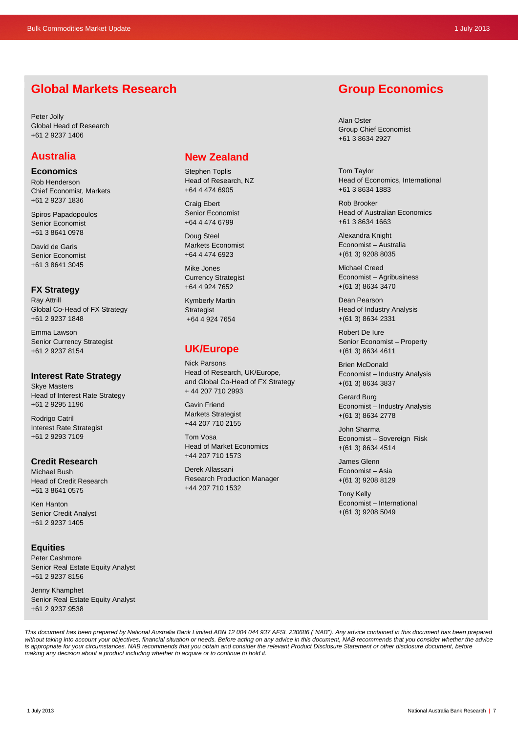## Global Markets Research

Peter Jolly
Global Head of Research
+61 2 9237 1406

### Australia

#### Economics

Rob Henderson
Chief Economist, Markets
+61 2 9237 1836

Spiros Papadopoulos
Senior Economist
+61 3 8641 0978

David de Garis
Senior Economist
+61 3 8641 3045

#### FX Strategy

Ray Attrill
Global Co-Head of FX Strategy
+61 2 9237 1848

Emma Lawson
Senior Currency Strategist
+61 2 9237 8154

#### Interest Rate Strategy

Skye Masters
Head of Interest Rate Strategy
+61 2 9295 1196

Rodrigo Catril
Interest Rate Strategist
+61 2 9293 7109

#### Credit Research

Michael Bush
Head of Credit Research
+61 3 8641 0575

Ken Hanton
Senior Credit Analyst
+61 2 9237 1405

#### Equities

Peter Cashmore
Senior Real Estate Equity Analyst
+61 2 9237 8156

Jenny Khamphet
Senior Real Estate Equity Analyst
+61 2 9237 9538

### New Zealand

Stephen Toplis
Head of Research, NZ
+64 4 474 6905

Craig Ebert
Senior Economist
+64 4 474 6799

Doug Steel
Markets Economist
+64 4 474 6923

Mike Jones
Currency Strategist
+64 4 924 7652

Kymberly Martin
Strategist
+64 4 924 7654

### UK/Europe

Nick Parsons
Head of Research, UK/Europe,
and Global Co-Head of FX Strategy
+ 44 207 710 2993

Gavin Friend
Markets Strategist
+44 207 710 2155

Tom Vosa
Head of Market Economics
+44 207 710 1573

Derek Allassani
Research Production Manager
+44 207 710 1532

## Group Economics

Alan Oster
Group Chief Economist
+61 3 8634 2927

Tom Taylor
Head of Economics, International
+61 3 8634 1883

Rob Brooker
Head of Australian Economics
+61 3 8634 1663

Alexandra Knight
Economist – Australia
+(61 3) 9208 8035

Michael Creed
Economist – Agribusiness
+(61 3) 8634 3470

Dean Pearson
Head of Industry Analysis
+(61 3) 8634 2331

Robert De Iure
Senior Economist – Property
+(61 3) 8634 4611

Brien McDonald
Economist – Industry Analysis
+(61 3) 8634 3837

Gerard Burg
Economist – Industry Analysis
+(61 3) 8634 2778

John Sharma
Economist – Sovereign Risk
+(61 3) 8634 4514

James Glenn
Economist – Asia
+(61 3) 9208 8129

Tony Kelly
Economist – International
+(61 3) 9208 5049

*This document has been prepared by National Australia Bank Limited ABN 12 004 044 937 AFSL 230686 ("NAB"). Any advice contained in this document has been prepared without taking into account your objectives, financial situation or needs. Before acting on any advice in this document, NAB recommends that you consider whether the advice is appropriate for your circumstances. NAB recommends that you obtain and consider the relevant Product Disclosure Statement or other disclosure document, before making any decision about a product including whether to acquire or to continue to hold it.*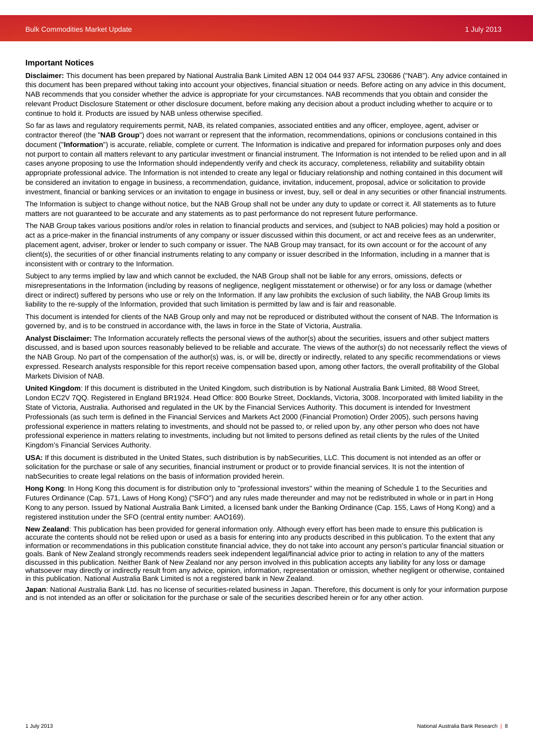## Important Notices

**Disclaimer:** This document has been prepared by National Australia Bank Limited ABN 12 004 044 937 AFSL 230686 ("NAB"). Any advice contained in this document has been prepared without taking into account your objectives, financial situation or needs. Before acting on any advice in this document, NAB recommends that you consider whether the advice is appropriate for your circumstances. NAB recommends that you obtain and consider the relevant Product Disclosure Statement or other disclosure document, before making any decision about a product including whether to acquire or to continue to hold it. Products are issued by NAB unless otherwise specified.

So far as laws and regulatory requirements permit, NAB, its related companies, associated entities and any officer, employee, agent, adviser or contractor thereof (the "**NAB Group**") does not warrant or represent that the information, recommendations, opinions or conclusions contained in this document ("**Information**") is accurate, reliable, complete or current. The Information is indicative and prepared for information purposes only and does not purport to contain all matters relevant to any particular investment or financial instrument. The Information is not intended to be relied upon and in all cases anyone proposing to use the Information should independently verify and check its accuracy, completeness, reliability and suitability obtain appropriate professional advice. The Information is not intended to create any legal or fiduciary relationship and nothing contained in this document will be considered an invitation to engage in business, a recommendation, guidance, invitation, inducement, proposal, advice or solicitation to provide investment, financial or banking services or an invitation to engage in business or invest, buy, sell or deal in any securities or other financial instruments.

The Information is subject to change without notice, but the NAB Group shall not be under any duty to update or correct it. All statements as to future matters are not guaranteed to be accurate and any statements as to past performance do not represent future performance.

The NAB Group takes various positions and/or roles in relation to financial products and services, and (subject to NAB policies) may hold a position or act as a price-maker in the financial instruments of any company or issuer discussed within this document, or act and receive fees as an underwriter, placement agent, adviser, broker or lender to such company or issuer. The NAB Group may transact, for its own account or for the account of any client(s), the securities of or other financial instruments relating to any company or issuer described in the Information, including in a manner that is inconsistent with or contrary to the Information.

Subject to any terms implied by law and which cannot be excluded, the NAB Group shall not be liable for any errors, omissions, defects or misrepresentations in the Information (including by reasons of negligence, negligent misstatement or otherwise) or for any loss or damage (whether direct or indirect) suffered by persons who use or rely on the Information. If any law prohibits the exclusion of such liability, the NAB Group limits its liability to the re-supply of the Information, provided that such limitation is permitted by law and is fair and reasonable.

This document is intended for clients of the NAB Group only and may not be reproduced or distributed without the consent of NAB. The Information is governed by, and is to be construed in accordance with, the laws in force in the State of Victoria, Australia.

**Analyst Disclaimer:** The Information accurately reflects the personal views of the author(s) about the securities, issuers and other subject matters discussed, and is based upon sources reasonably believed to be reliable and accurate. The views of the author(s) do not necessarily reflect the views of the NAB Group. No part of the compensation of the author(s) was, is, or will be, directly or indirectly, related to any specific recommendations or views expressed. Research analysts responsible for this report receive compensation based upon, among other factors, the overall profitability of the Global Markets Division of NAB.

**United Kingdom**: If this document is distributed in the United Kingdom, such distribution is by National Australia Bank Limited, 88 Wood Street, London EC2V 7QQ. Registered in England BR1924. Head Office: 800 Bourke Street, Docklands, Victoria, 3008. Incorporated with limited liability in the State of Victoria, Australia. Authorised and regulated in the UK by the Financial Services Authority. This document is intended for Investment Professionals (as such term is defined in the Financial Services and Markets Act 2000 (Financial Promotion) Order 2005), such persons having professional experience in matters relating to investments, and should not be passed to, or relied upon by, any other person who does not have professional experience in matters relating to investments, including but not limited to persons defined as retail clients by the rules of the United Kingdom's Financial Services Authority.

**USA:** If this document is distributed in the United States, such distribution is by nabSecurities, LLC. This document is not intended as an offer or solicitation for the purchase or sale of any securities, financial instrument or product or to provide financial services. It is not the intention of nabSecurities to create legal relations on the basis of information provided herein.

**Hong Kong**: In Hong Kong this document is for distribution only to "professional investors" within the meaning of Schedule 1 to the Securities and Futures Ordinance (Cap. 571, Laws of Hong Kong) ("SFO") and any rules made thereunder and may not be redistributed in whole or in part in Hong Kong to any person. Issued by National Australia Bank Limited, a licensed bank under the Banking Ordinance (Cap. 155, Laws of Hong Kong) and a registered institution under the SFO (central entity number: AAO169).

**New Zealand**: This publication has been provided for general information only. Although every effort has been made to ensure this publication is accurate the contents should not be relied upon or used as a basis for entering into any products described in this publication. To the extent that any information or recommendations in this publication constitute financial advice, they do not take into account any person's particular financial situation or goals. Bank of New Zealand strongly recommends readers seek independent legal/financial advice prior to acting in relation to any of the matters discussed in this publication. Neither Bank of New Zealand nor any person involved in this publication accepts any liability for any loss or damage whatsoever may directly or indirectly result from any advice, opinion, information, representation or omission, whether negligent or otherwise, contained in this publication. National Australia Bank Limited is not a registered bank in New Zealand.

**Japan**: National Australia Bank Ltd. has no license of securities-related business in Japan. Therefore, this document is only for your information purpose and is not intended as an offer or solicitation for the purchase or sale of the securities described herein or for any other action.